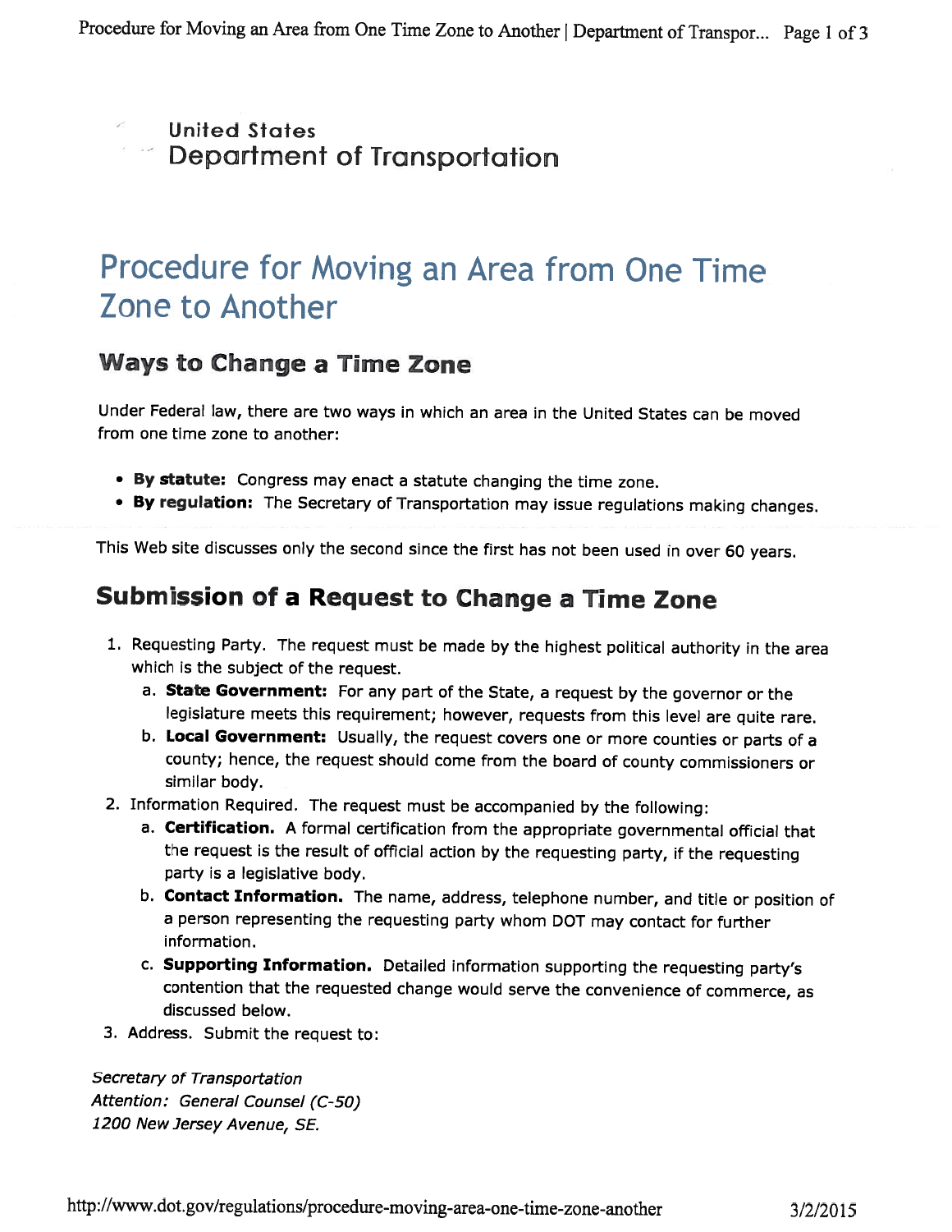United States
Department of Transportation

# Procedure for Moving an Area from One Time Zone to Another

## Ways to Change a Time Zone

Under Federal law, there are two ways in which an area in the United States can be moved from one time zone to another:

- **By statute:** Congress may enact a statute changing the time zone.
- **By regulation:** The Secretary of Transportation may issue regulations making changes.

This Web site discusses only the second since the first has not been used in over 60 years.

## Submission of a Request to Change a Time Zone

1. Requesting Party. The request must be made by the highest political authority in the area which is the subject of the request.
   a. **State Government:** For any part of the State, a request by the governor or the legislature meets this requirement; however, requests from this level are quite rare.
   b. **Local Government:** Usually, the request covers one or more counties or parts of a county; hence, the request should come from the board of county commissioners or similar body.
2. Information Required. The request must be accompanied by the following:
   a. **Certification.** A formal certification from the appropriate governmental official that the request is the result of official action by the requesting party, if the requesting party is a legislative body.
   b. **Contact Information.** The name, address, telephone number, and title or position of a person representing the requesting party whom DOT may contact for further information.
   c. **Supporting Information.** Detailed information supporting the requesting party's contention that the requested change would serve the convenience of commerce, as discussed below.
3. Address. Submit the request to:

*Secretary of Transportation*
*Attention: General Counsel (C-50)*
*1200 New Jersey Avenue, SE.*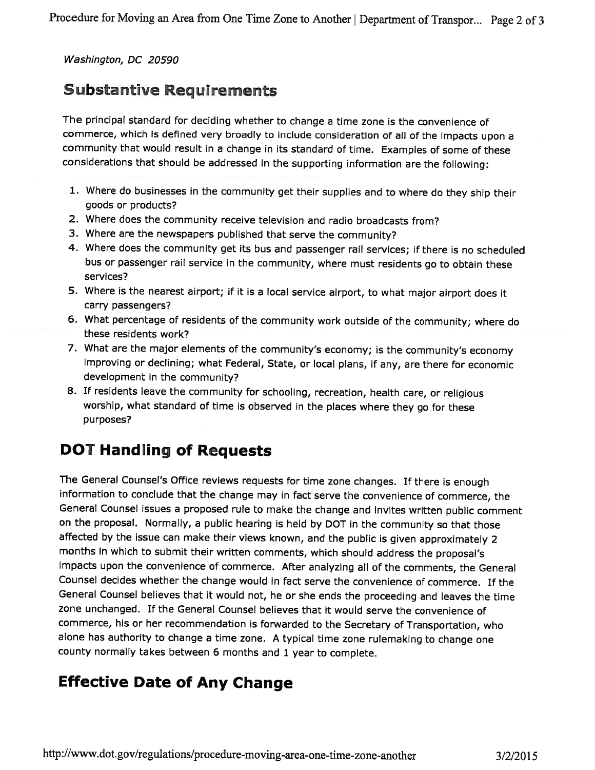*Washington, DC 20590*

## Substantive Requirements

The principal standard for deciding whether to change a time zone is the convenience of commerce, which is defined very broadly to include consideration of all of the impacts upon a community that would result in a change in its standard of time. Examples of some of these considerations that should be addressed in the supporting information are the following:

1. Where do businesses in the community get their supplies and to where do they ship their goods or products?
2. Where does the community receive television and radio broadcasts from?
3. Where are the newspapers published that serve the community?
4. Where does the community get its bus and passenger rail services; if there is no scheduled bus or passenger rail service in the community, where must residents go to obtain these services?
5. Where is the nearest airport; if it is a local service airport, to what major airport does it carry passengers?
6. What percentage of residents of the community work outside of the community; where do these residents work?
7. What are the major elements of the community's economy; is the community's economy improving or declining; what Federal, State, or local plans, if any, are there for economic development in the community?
8. If residents leave the community for schooling, recreation, health care, or religious worship, what standard of time is observed in the places where they go for these purposes?

## DOT Handling of Requests

The General Counsel's Office reviews requests for time zone changes. If there is enough information to conclude that the change may in fact serve the convenience of commerce, the General Counsel issues a proposed rule to make the change and invites written public comment on the proposal. Normally, a public hearing is held by DOT in the community so that those affected by the issue can make their views known, and the public is given approximately 2 months in which to submit their written comments, which should address the proposal's impacts upon the convenience of commerce. After analyzing all of the comments, the General Counsel decides whether the change would in fact serve the convenience of commerce. If the General Counsel believes that it would not, he or she ends the proceeding and leaves the time zone unchanged. If the General Counsel believes that it would serve the convenience of commerce, his or her recommendation is forwarded to the Secretary of Transportation, who alone has authority to change a time zone. A typical time zone rulemaking to change one county normally takes between 6 months and 1 year to complete.

## Effective Date of Any Change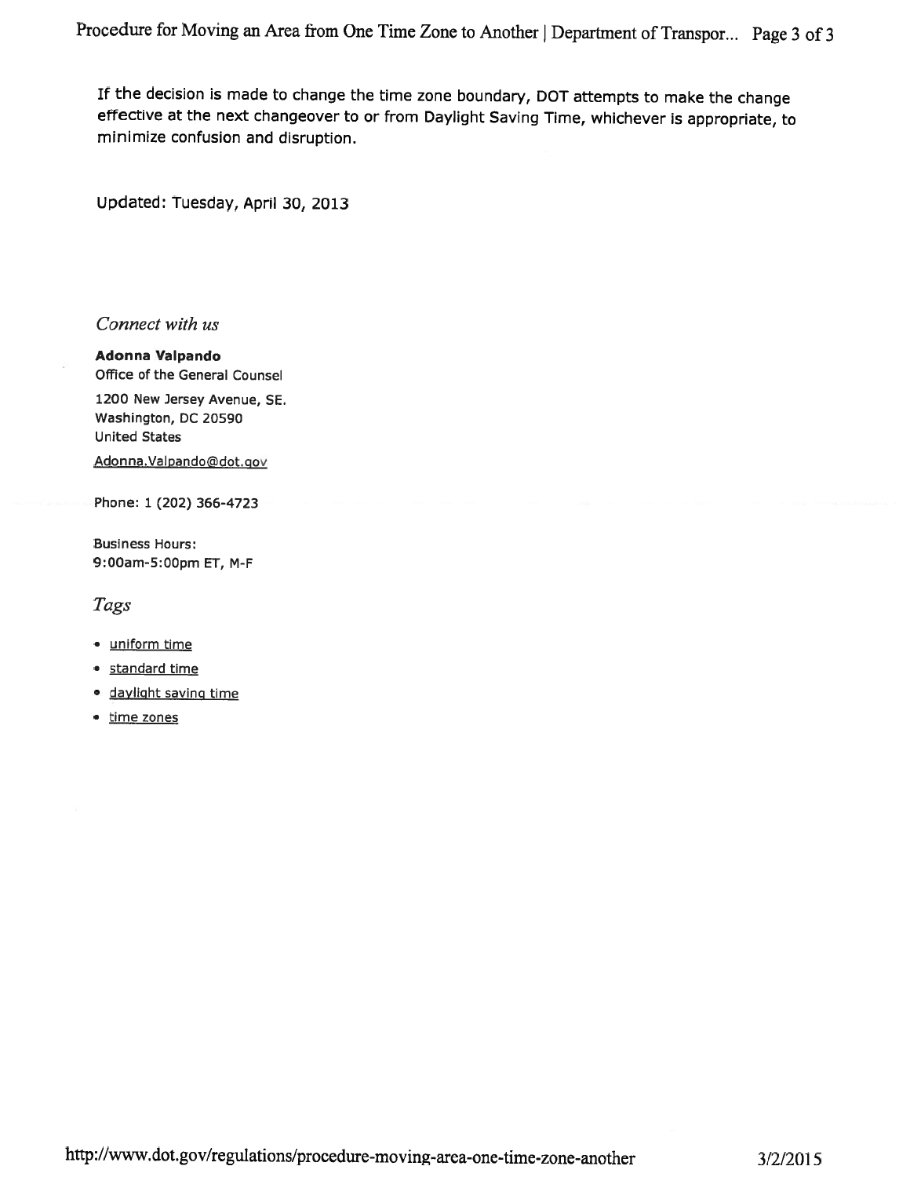If the decision is made to change the time zone boundary, DOT attempts to make the change effective at the next changeover to or from Daylight Saving Time, whichever is appropriate, to minimize confusion and disruption.

Updated: Tuesday, April 30, 2013

## *Connect with us*

**Adonna Valpando**
Office of the General Counsel

1200 New Jersey Avenue, SE.
Washington, DC 20590
United States

Adonna.Valpando@dot.gov

Phone: 1 (202) 366-4723

Business Hours:
9:00am-5:00pm ET, M-F

## *Tags*

- uniform time
- standard time
- daylight saving time
- time zones